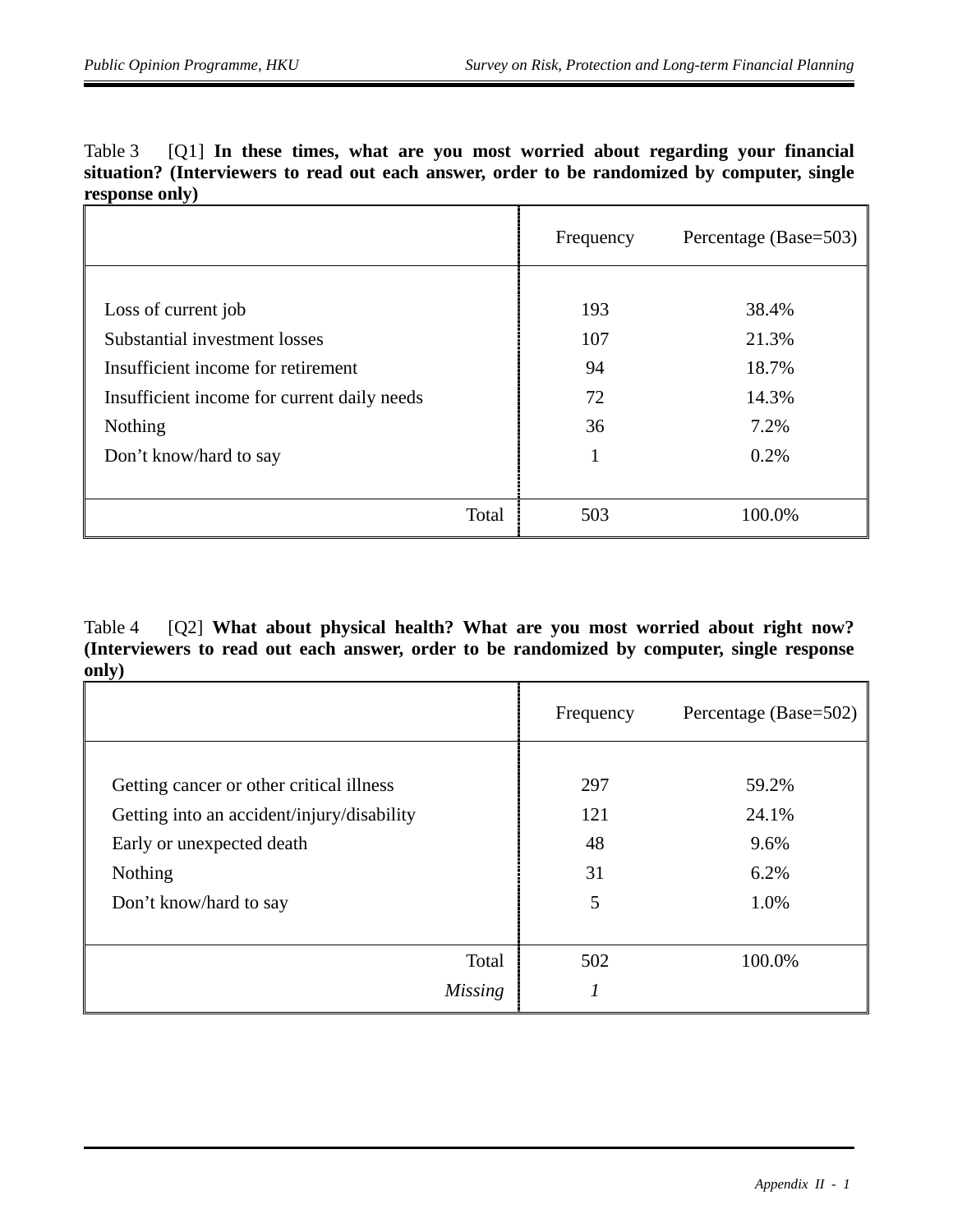Table 3 [Q1] **In these times, what are you most worried about regarding your financial situation? (Interviewers to read out each answer, order to be randomized by computer, single response only)**

| | Frequency | Percentage (Base=503) |
|---|---|---|
| Loss of current job | 193 | 38.4% |
| Substantial investment losses | 107 | 21.3% |
| Insufficient income for retirement | 94 | 18.7% |
| Insufficient income for current daily needs | 72 | 14.3% |
| Nothing | 36 | 7.2% |
| Don't know/hard to say | 1 | 0.2% |
| Total | 503 | 100.0% |

Table 4 [Q2] **What about physical health? What are you most worried about right now? (Interviewers to read out each answer, order to be randomized by computer, single response only)**

| | Frequency | Percentage (Base=502) |
|---|---|---|
| Getting cancer or other critical illness | 297 | 59.2% |
| Getting into an accident/injury/disability | 121 | 24.1% |
| Early or unexpected death | 48 | 9.6% |
| Nothing | 31 | 6.2% |
| Don't know/hard to say | 5 | 1.0% |
| Total | 502 | 100.0% |
| *Missing* | *1* | |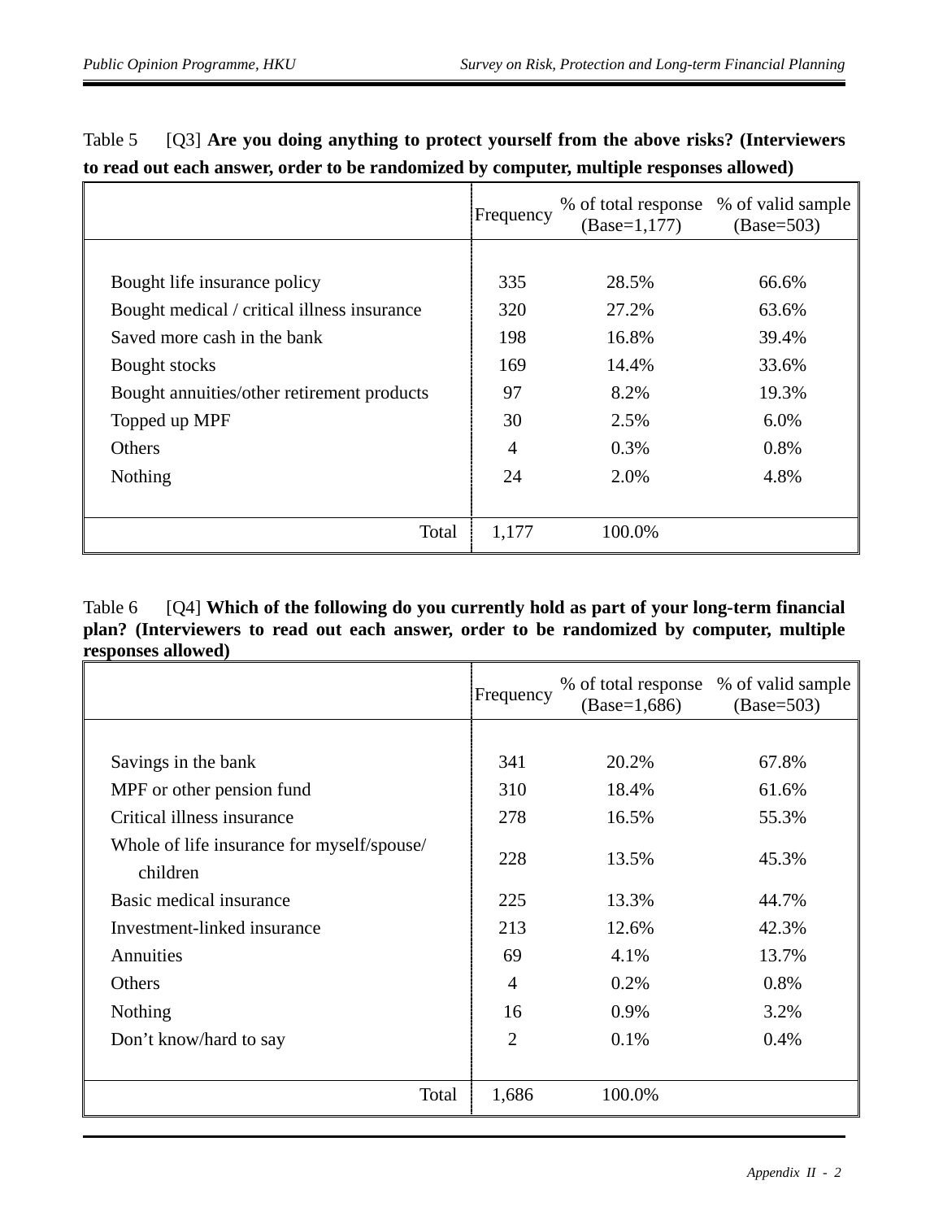Table 5 [Q3] **Are you doing anything to protect yourself from the above risks? (Interviewers to read out each answer, order to be randomized by computer, multiple responses allowed)**

| | Frequency | % of total response (Base=1,177) | % of valid sample (Base=503) |
|---|---|---|---|
| Bought life insurance policy | 335 | 28.5% | 66.6% |
| Bought medical / critical illness insurance | 320 | 27.2% | 63.6% |
| Saved more cash in the bank | 198 | 16.8% | 39.4% |
| Bought stocks | 169 | 14.4% | 33.6% |
| Bought annuities/other retirement products | 97 | 8.2% | 19.3% |
| Topped up MPF | 30 | 2.5% | 6.0% |
| Others | 4 | 0.3% | 0.8% |
| Nothing | 24 | 2.0% | 4.8% |
| Total | 1,177 | 100.0% | |

Table 6 [Q4] **Which of the following do you currently hold as part of your long-term financial plan? (Interviewers to read out each answer, order to be randomized by computer, multiple responses allowed)**

| | Frequency | % of total response (Base=1,686) | % of valid sample (Base=503) |
|---|---|---|---|
| Savings in the bank | 341 | 20.2% | 67.8% |
| MPF or other pension fund | 310 | 18.4% | 61.6% |
| Critical illness insurance | 278 | 16.5% | 55.3% |
| Whole of life insurance for myself/spouse/ children | 228 | 13.5% | 45.3% |
| Basic medical insurance | 225 | 13.3% | 44.7% |
| Investment-linked insurance | 213 | 12.6% | 42.3% |
| Annuities | 69 | 4.1% | 13.7% |
| Others | 4 | 0.2% | 0.8% |
| Nothing | 16 | 0.9% | 3.2% |
| Don’t know/hard to say | 2 | 0.1% | 0.4% |
| Total | 1,686 | 100.0% | |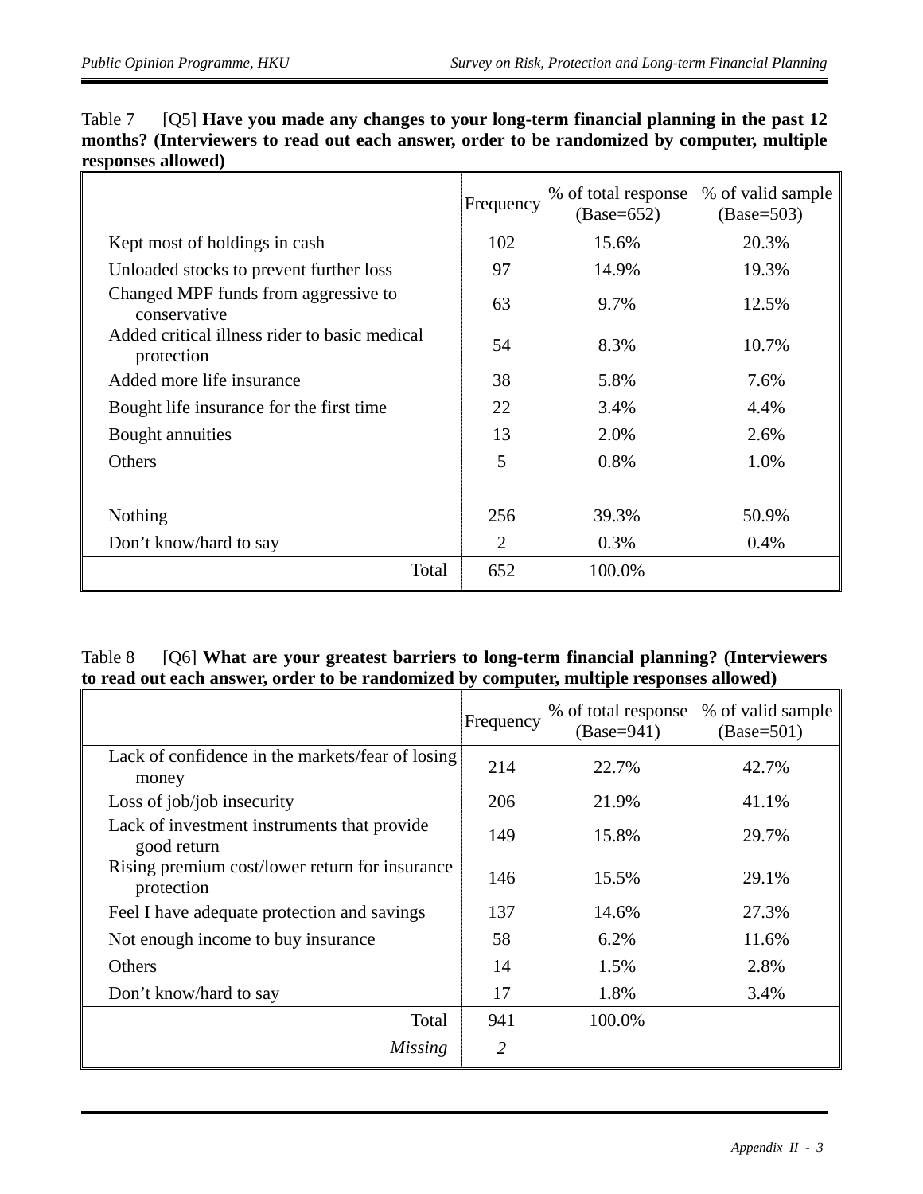Table 7 [Q5] **Have you made any changes to your long-term financial planning in the past 12 months? (Interviewers to read out each answer, order to be randomized by computer, multiple responses allowed)**

| | Frequency | % of total response (Base=652) | % of valid sample (Base=503) |
|---|---|---|---|
| Kept most of holdings in cash | 102 | 15.6% | 20.3% |
| Unloaded stocks to prevent further loss | 97 | 14.9% | 19.3% |
| Changed MPF funds from aggressive to conservative | 63 | 9.7% | 12.5% |
| Added critical illness rider to basic medical protection | 54 | 8.3% | 10.7% |
| Added more life insurance | 38 | 5.8% | 7.6% |
| Bought life insurance for the first time | 22 | 3.4% | 4.4% |
| Bought annuities | 13 | 2.0% | 2.6% |
| Others | 5 | 0.8% | 1.0% |
| Nothing | 256 | 39.3% | 50.9% |
| Don't know/hard to say | 2 | 0.3% | 0.4% |
| Total | 652 | 100.0% | |

Table 8 [Q6] **What are your greatest barriers to long-term financial planning? (Interviewers to read out each answer, order to be randomized by computer, multiple responses allowed)**

| | Frequency | % of total response (Base=941) | % of valid sample (Base=501) |
|---|---|---|---|
| Lack of confidence in the markets/fear of losing money | 214 | 22.7% | 42.7% |
| Loss of job/job insecurity | 206 | 21.9% | 41.1% |
| Lack of investment instruments that provide good return | 149 | 15.8% | 29.7% |
| Rising premium cost/lower return for insurance protection | 146 | 15.5% | 29.1% |
| Feel I have adequate protection and savings | 137 | 14.6% | 27.3% |
| Not enough income to buy insurance | 58 | 6.2% | 11.6% |
| Others | 14 | 1.5% | 2.8% |
| Don't know/hard to say | 17 | 1.8% | 3.4% |
| Total | 941 | 100.0% | |
| *Missing* | *2* | | |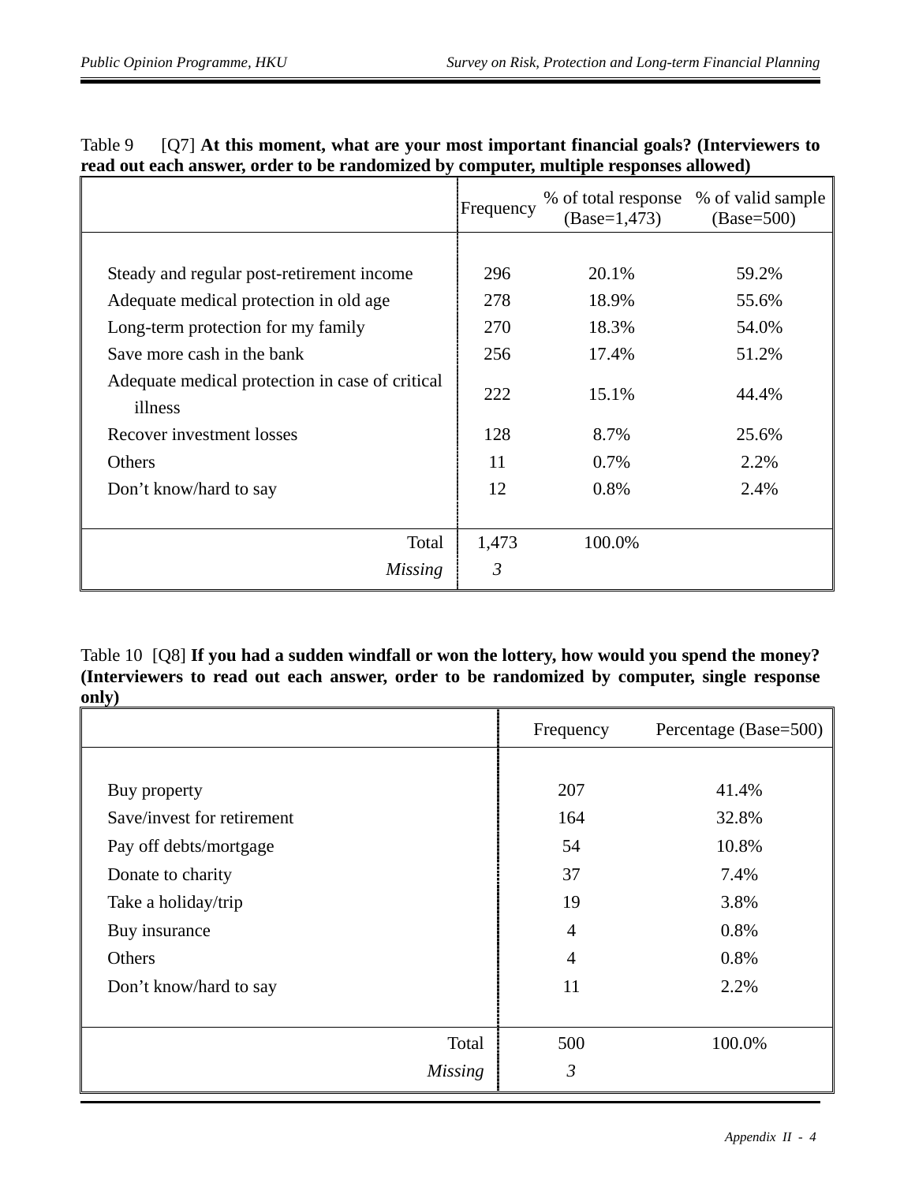Table 9 [Q7] **At this moment, what are your most important financial goals? (Interviewers to read out each answer, order to be randomized by computer, multiple responses allowed)**

| | Frequency | % of total response (Base=1,473) | % of valid sample (Base=500) |
|---|---|---|---|
| Steady and regular post-retirement income | 296 | 20.1% | 59.2% |
| Adequate medical protection in old age | 278 | 18.9% | 55.6% |
| Long-term protection for my family | 270 | 18.3% | 54.0% |
| Save more cash in the bank | 256 | 17.4% | 51.2% |
| Adequate medical protection in case of critical illness | 222 | 15.1% | 44.4% |
| Recover investment losses | 128 | 8.7% | 25.6% |
| Others | 11 | 0.7% | 2.2% |
| Don't know/hard to say | 12 | 0.8% | 2.4% |
| Total | 1,473 | 100.0% | |
| *Missing* | *3* | | |

Table 10 [Q8] **If you had a sudden windfall or won the lottery, how would you spend the money? (Interviewers to read out each answer, order to be randomized by computer, single response only)**

| | Frequency | Percentage (Base=500) |
|---|---|---|
| Buy property | 207 | 41.4% |
| Save/invest for retirement | 164 | 32.8% |
| Pay off debts/mortgage | 54 | 10.8% |
| Donate to charity | 37 | 7.4% |
| Take a holiday/trip | 19 | 3.8% |
| Buy insurance | 4 | 0.8% |
| Others | 4 | 0.8% |
| Don't know/hard to say | 11 | 2.2% |
| Total | 500 | 100.0% |
| *Missing* | *3* | |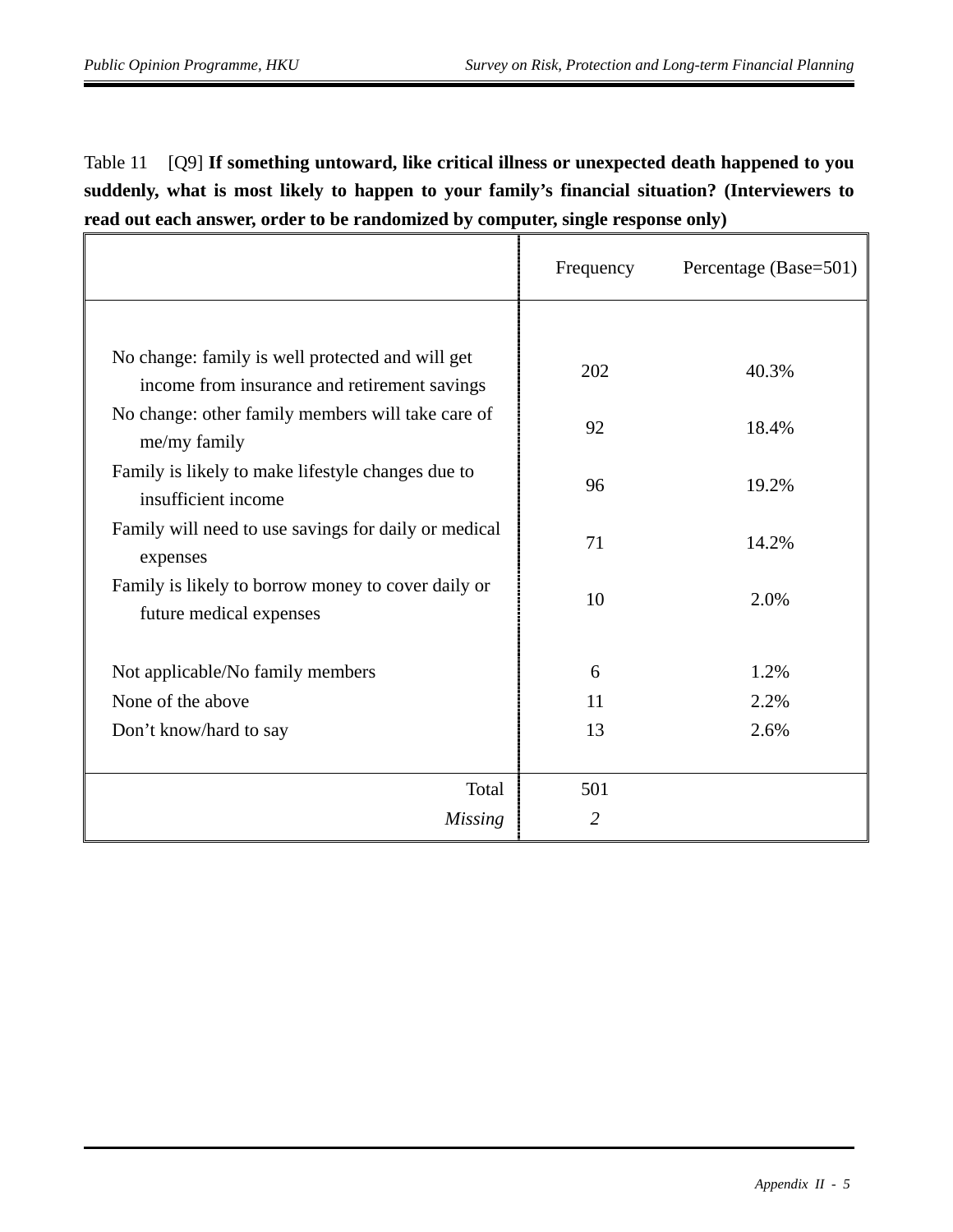Table 11 [Q9] **If something untoward, like critical illness or unexpected death happened to you suddenly, what is most likely to happen to your family's financial situation? (Interviewers to read out each answer, order to be randomized by computer, single response only)**

| | Frequency | Percentage (Base=501) |
|---|---|---|
| No change: family is well protected and will get income from insurance and retirement savings | 202 | 40.3% |
| No change: other family members will take care of me/my family | 92 | 18.4% |
| Family is likely to make lifestyle changes due to insufficient income | 96 | 19.2% |
| Family will need to use savings for daily or medical expenses | 71 | 14.2% |
| Family is likely to borrow money to cover daily or future medical expenses | 10 | 2.0% |
| Not applicable/No family members | 6 | 1.2% |
| None of the above | 11 | 2.2% |
| Don't know/hard to say | 13 | 2.6% |
| Total | 501 | |
| *Missing* | *2* | |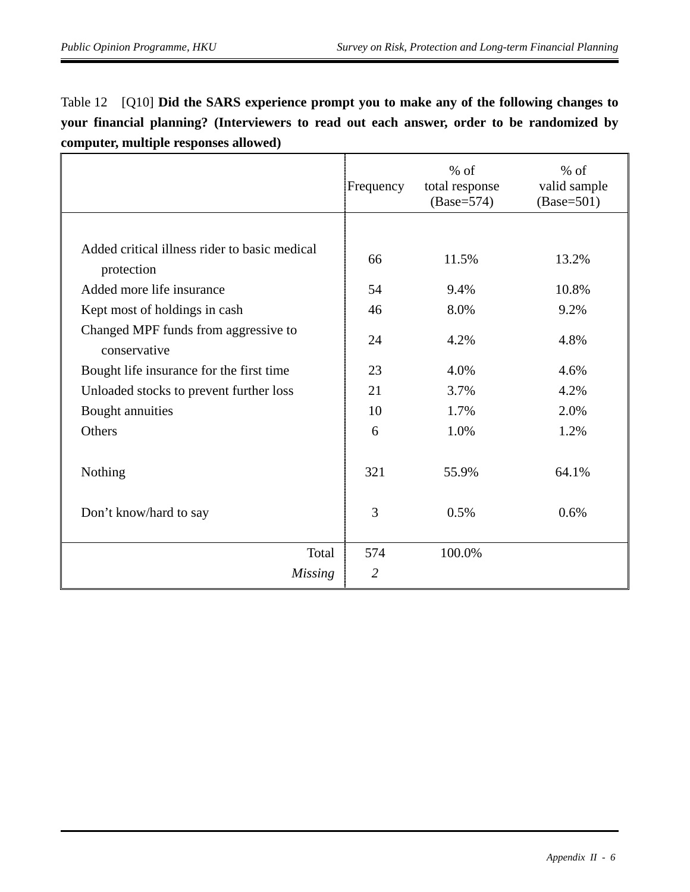Table 12 [Q10] **Did the SARS experience prompt you to make any of the following changes to your financial planning? (Interviewers to read out each answer, order to be randomized by computer, multiple responses allowed)**

| | Frequency | % of total response (Base=574) | % of valid sample (Base=501) |
|---|---|---|---|
| Added critical illness rider to basic medical protection | 66 | 11.5% | 13.2% |
| Added more life insurance | 54 | 9.4% | 10.8% |
| Kept most of holdings in cash | 46 | 8.0% | 9.2% |
| Changed MPF funds from aggressive to conservative | 24 | 4.2% | 4.8% |
| Bought life insurance for the first time | 23 | 4.0% | 4.6% |
| Unloaded stocks to prevent further loss | 21 | 3.7% | 4.2% |
| Bought annuities | 10 | 1.7% | 2.0% |
| Others | 6 | 1.0% | 1.2% |
| Nothing | 321 | 55.9% | 64.1% |
| Don’t know/hard to say | 3 | 0.5% | 0.6% |
| Total | 574 | 100.0% | |
| *Missing* | *2* | | |